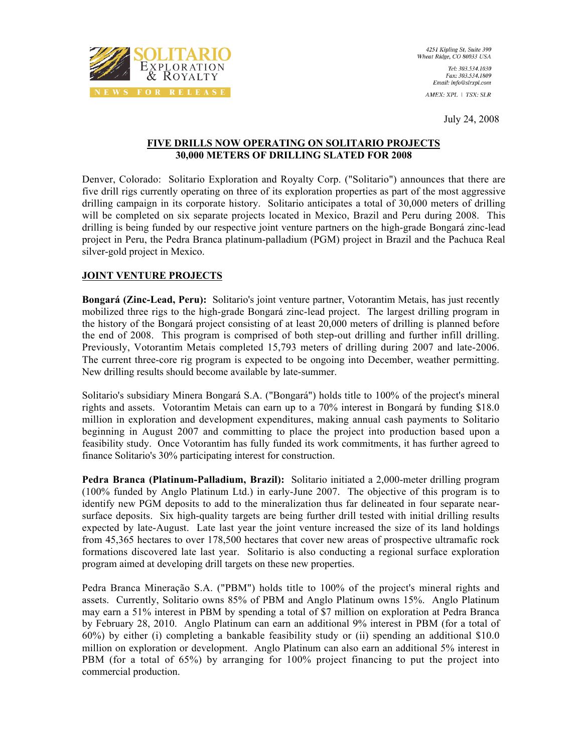# SOLITARIO EXPLORATION & ROYALTY

**NEWS FOR RELEASE**

4251 Kipling St, Suite 390
Wheat Ridge, CO 80033 USA

Tel: 303.534.1030
Fax: 303.534.1809
Email: info@slrxpl.com

AMEX: XPL | TSX: SLR

July 24, 2008

## FIVE DRILLS NOW OPERATING ON SOLITARIO PROJECTS
## 30,000 METERS OF DRILLING SLATED FOR 2008

Denver, Colorado: Solitario Exploration and Royalty Corp. ("Solitario") announces that there are five drill rigs currently operating on three of its exploration properties as part of the most aggressive drilling campaign in its corporate history. Solitario anticipates a total of 30,000 meters of drilling will be completed on six separate projects located in Mexico, Brazil and Peru during 2008. This drilling is being funded by our respective joint venture partners on the high-grade Bongará zinc-lead project in Peru, the Pedra Branca platinum-palladium (PGM) project in Brazil and the Pachuca Real silver-gold project in Mexico.

### JOINT VENTURE PROJECTS

**Bongará (Zinc-Lead, Peru):** Solitario's joint venture partner, Votorantim Metais, has just recently mobilized three rigs to the high-grade Bongará zinc-lead project. The largest drilling program in the history of the Bongará project consisting of at least 20,000 meters of drilling is planned before the end of 2008. This program is comprised of both step-out drilling and further infill drilling. Previously, Votorantim Metais completed 15,793 meters of drilling during 2007 and late-2006. The current three-core rig program is expected to be ongoing into December, weather permitting. New drilling results should become available by late-summer.

Solitario's subsidiary Minera Bongará S.A. ("Bongará") holds title to 100% of the project's mineral rights and assets. Votorantim Metais can earn up to a 70% interest in Bongará by funding $18.0 million in exploration and development expenditures, making annual cash payments to Solitario beginning in August 2007 and committing to place the project into production based upon a feasibility study. Once Votorantim has fully funded its work commitments, it has further agreed to finance Solitario's 30% participating interest for construction.

**Pedra Branca (Platinum-Palladium, Brazil):** Solitario initiated a 2,000-meter drilling program (100% funded by Anglo Platinum Ltd.) in early-June 2007. The objective of this program is to identify new PGM deposits to add to the mineralization thus far delineated in four separate near-surface deposits. Six high-quality targets are being further drill tested with initial drilling results expected by late-August. Late last year the joint venture increased the size of its land holdings from 45,365 hectares to over 178,500 hectares that cover new areas of prospective ultramafic rock formations discovered late last year. Solitario is also conducting a regional surface exploration program aimed at developing drill targets on these new properties.

Pedra Branca Mineração S.A. ("PBM") holds title to 100% of the project's mineral rights and assets. Currently, Solitario owns 85% of PBM and Anglo Platinum owns 15%. Anglo Platinum may earn a 51% interest in PBM by spending a total of $7 million on exploration at Pedra Branca by February 28, 2010. Anglo Platinum can earn an additional 9% interest in PBM (for a total of 60%) by either (i) completing a bankable feasibility study or (ii) spending an additional $10.0 million on exploration or development. Anglo Platinum can also earn an additional 5% interest in PBM (for a total of 65%) by arranging for 100% project financing to put the project into commercial production.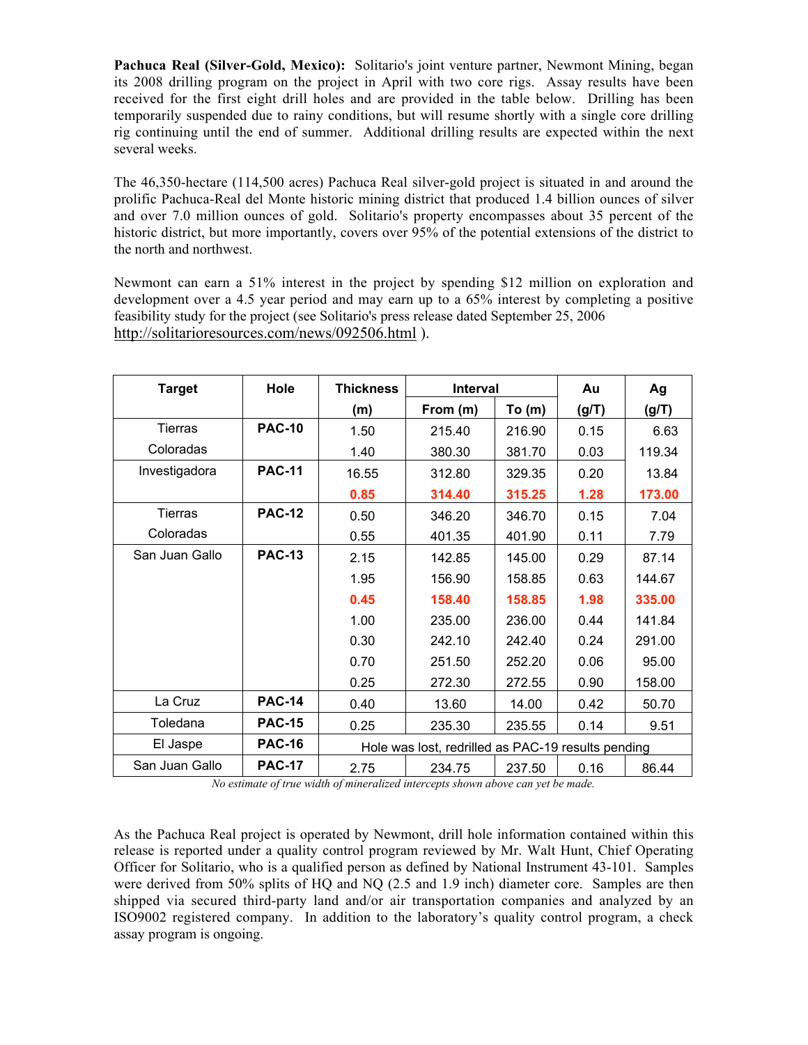**Pachuca Real (Silver-Gold, Mexico):** Solitario's joint venture partner, Newmont Mining, began its 2008 drilling program on the project in April with two core rigs. Assay results have been received for the first eight drill holes and are provided in the table below. Drilling has been temporarily suspended due to rainy conditions, but will resume shortly with a single core drilling rig continuing until the end of summer. Additional drilling results are expected within the next several weeks.

The 46,350-hectare (114,500 acres) Pachuca Real silver-gold project is situated in and around the prolific Pachuca-Real del Monte historic mining district that produced 1.4 billion ounces of silver and over 7.0 million ounces of gold. Solitario's property encompasses about 35 percent of the historic district, but more importantly, covers over 95% of the potential extensions of the district to the north and northwest.

Newmont can earn a 51% interest in the project by spending $12 million on exploration and development over a 4.5 year period and may earn up to a 65% interest by completing a positive feasibility study for the project (see Solitario's press release dated September 25, 2006 http://solitarioresources.com/news/092506.html ).

| Target | Hole | Thickness | Interval | | Au | Ag |
|---|---|---|---|---|---|---|
| | | (m) | From (m) | To (m) | (g/T) | (g/T) |
| Tierras Coloradas | PAC-10 | 1.50 | 215.40 | 216.90 | 0.15 | 6.63 |
| | | 1.40 | 380.30 | 381.70 | 0.03 | 119.34 |
| Investigadora | PAC-11 | 16.55 | 312.80 | 329.35 | 0.20 | 13.84 |
| | | **0.85** | **314.40** | **315.25** | **1.28** | **173.00** |
| Tierras Coloradas | PAC-12 | 0.50 | 346.20 | 346.70 | 0.15 | 7.04 |
| | | 0.55 | 401.35 | 401.90 | 0.11 | 7.79 |
| San Juan Gallo | PAC-13 | 2.15 | 142.85 | 145.00 | 0.29 | 87.14 |
| | | 1.95 | 156.90 | 158.85 | 0.63 | 144.67 |
| | | **0.45** | **158.40** | **158.85** | **1.98** | **335.00** |
| | | 1.00 | 235.00 | 236.00 | 0.44 | 141.84 |
| | | 0.30 | 242.10 | 242.40 | 0.24 | 291.00 |
| | | 0.70 | 251.50 | 252.20 | 0.06 | 95.00 |
| | | 0.25 | 272.30 | 272.55 | 0.90 | 158.00 |
| La Cruz | PAC-14 | 0.40 | 13.60 | 14.00 | 0.42 | 50.70 |
| Toledana | PAC-15 | 0.25 | 235.30 | 235.55 | 0.14 | 9.51 |
| El Jaspe | PAC-16 | Hole was lost, redrilled as PAC-19 results pending | | | | |
| San Juan Gallo | PAC-17 | 2.75 | 234.75 | 237.50 | 0.16 | 86.44 |

*No estimate of true width of mineralized intercepts shown above can yet be made.*

As the Pachuca Real project is operated by Newmont, drill hole information contained within this release is reported under a quality control program reviewed by Mr. Walt Hunt, Chief Operating Officer for Solitario, who is a qualified person as defined by National Instrument 43-101. Samples were derived from 50% splits of HQ and NQ (2.5 and 1.9 inch) diameter core. Samples are then shipped via secured third-party land and/or air transportation companies and analyzed by an ISO9002 registered company. In addition to the laboratory's quality control program, a check assay program is ongoing.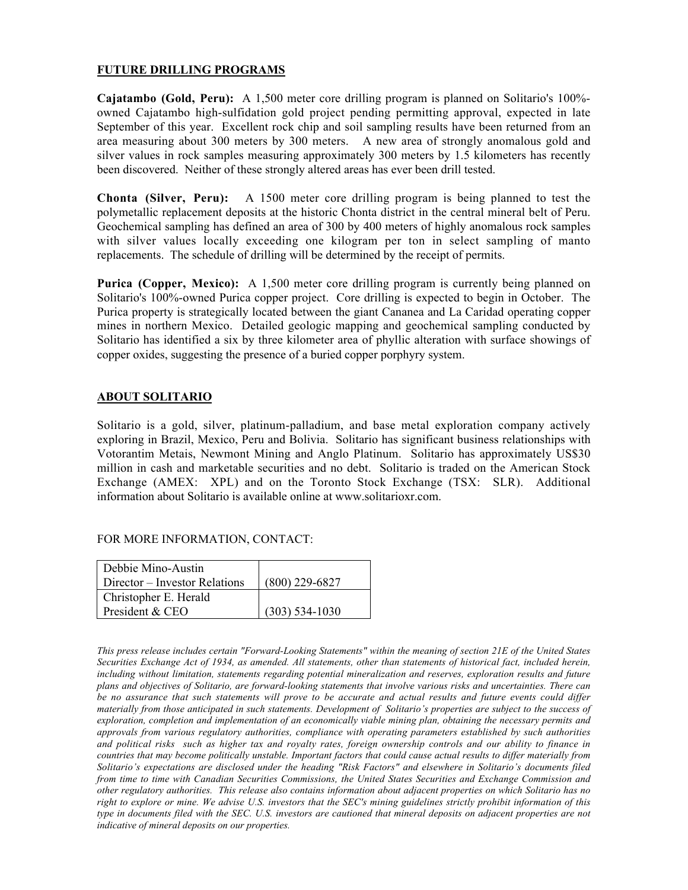## FUTURE DRILLING PROGRAMS

**Cajatambo (Gold, Peru):** A 1,500 meter core drilling program is planned on Solitario's 100%-owned Cajatambo high-sulfidation gold project pending permitting approval, expected in late September of this year. Excellent rock chip and soil sampling results have been returned from an area measuring about 300 meters by 300 meters. A new area of strongly anomalous gold and silver values in rock samples measuring approximately 300 meters by 1.5 kilometers has recently been discovered. Neither of these strongly altered areas has ever been drill tested.

**Chonta (Silver, Peru):** A 1500 meter core drilling program is being planned to test the polymetallic replacement deposits at the historic Chonta district in the central mineral belt of Peru. Geochemical sampling has defined an area of 300 by 400 meters of highly anomalous rock samples with silver values locally exceeding one kilogram per ton in select sampling of manto replacements. The schedule of drilling will be determined by the receipt of permits.

**Purica (Copper, Mexico):** A 1,500 meter core drilling program is currently being planned on Solitario's 100%-owned Purica copper project. Core drilling is expected to begin in October. The Purica property is strategically located between the giant Cananea and La Caridad operating copper mines in northern Mexico. Detailed geologic mapping and geochemical sampling conducted by Solitario has identified a six by three kilometer area of phyllic alteration with surface showings of copper oxides, suggesting the presence of a buried copper porphyry system.

## ABOUT SOLITARIO

Solitario is a gold, silver, platinum-palladium, and base metal exploration company actively exploring in Brazil, Mexico, Peru and Bolivia. Solitario has significant business relationships with Votorantim Metais, Newmont Mining and Anglo Platinum. Solitario has approximately US$30 million in cash and marketable securities and no debt. Solitario is traded on the American Stock Exchange (AMEX: XPL) and on the Toronto Stock Exchange (TSX: SLR). Additional information about Solitario is available online at www.solitarioxr.com.

FOR MORE INFORMATION, CONTACT:

| | |
|---|---|
| Debbie Mino-Austin<br>Director – Investor Relations | (800) 229-6827 |
| Christopher E. Herald<br>President & CEO | (303) 534-1030 |

*This press release includes certain "Forward-Looking Statements" within the meaning of section 21E of the United States Securities Exchange Act of 1934, as amended. All statements, other than statements of historical fact, included herein, including without limitation, statements regarding potential mineralization and reserves, exploration results and future plans and objectives of Solitario, are forward-looking statements that involve various risks and uncertainties. There can be no assurance that such statements will prove to be accurate and actual results and future events could differ materially from those anticipated in such statements. Development of Solitario's properties are subject to the success of exploration, completion and implementation of an economically viable mining plan, obtaining the necessary permits and approvals from various regulatory authorities, compliance with operating parameters established by such authorities and political risks such as higher tax and royalty rates, foreign ownership controls and our ability to finance in countries that may become politically unstable. Important factors that could cause actual results to differ materially from Solitario's expectations are disclosed under the heading "Risk Factors" and elsewhere in Solitario's documents filed from time to time with Canadian Securities Commissions, the United States Securities and Exchange Commission and other regulatory authorities. This release also contains information about adjacent properties on which Solitario has no right to explore or mine. We advise U.S. investors that the SEC's mining guidelines strictly prohibit information of this type in documents filed with the SEC. U.S. investors are cautioned that mineral deposits on adjacent properties are not indicative of mineral deposits on our properties.*